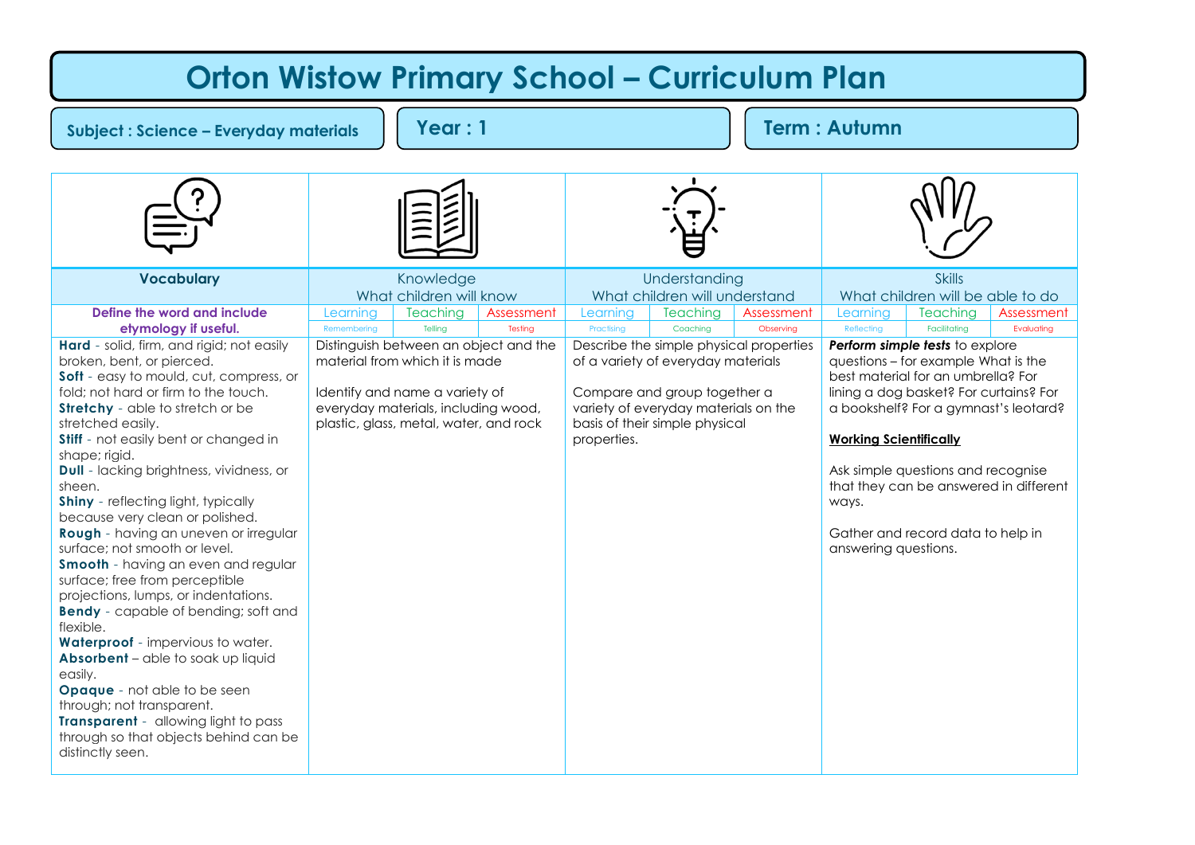# Orton Wistow Primary School – Curriculum Plan

**Subject : Science – Everyday materials** | **Year : 1** | **Term : Autumn**

| Vocabulary | Knowledge<br>What children will know | | | Understanding<br>What children will understand | | | Skills<br>What children will be able to do | | |
|---|---|---|---|---|---|---|---|---|---|
| **Define the word and include etymology if useful.** | Learning | Teaching | Assessment | Learning | Teaching | Assessment | Learning | Teaching | Assessment |
| | Remembering | Telling | Testing | Practising | Coaching | Observing | Reflecting | Facilitating | Evaluating |
| **Hard** - solid, firm, and rigid; not easily broken, bent, or pierced.<br>**Soft** - easy to mould, cut, compress, or fold; not hard or firm to the touch.<br>**Stretchy** - able to stretch or be stretched easily.<br>**Stiff** - not easily bent or changed in shape; rigid.<br>**Dull** - lacking brightness, vividness, or sheen.<br>**Shiny** - reflecting light, typically because very clean or polished.<br>**Rough** - having an uneven or irregular surface; not smooth or level.<br>**Smooth** - having an even and regular surface; free from perceptible projections, lumps, or indentations.<br>**Bendy** - capable of bending; soft and flexible.<br>**Waterproof** - impervious to water.<br>**Absorbent** – able to soak up liquid easily.<br>**Opaque** - not able to be seen through; not transparent.<br>**Transparent** - allowing light to pass through so that objects behind can be distinctly seen. | Distinguish between an object and the material from which it is made<br><br>Identify and name a variety of everyday materials, including wood, plastic, glass, metal, water, and rock | | | Describe the simple physical properties of a variety of everyday materials<br><br>Compare and group together a variety of everyday materials on the basis of their simple physical properties. | | | ***Perform simple tests*** to explore questions – for example What is the best material for an umbrella? For lining a dog basket? For curtains? For a bookshelf? For a gymnast's leotard?<br><br>**Working Scientifically**<br><br>Ask simple questions and recognise that they can be answered in different ways.<br><br>Gather and record data to help in answering questions. | | |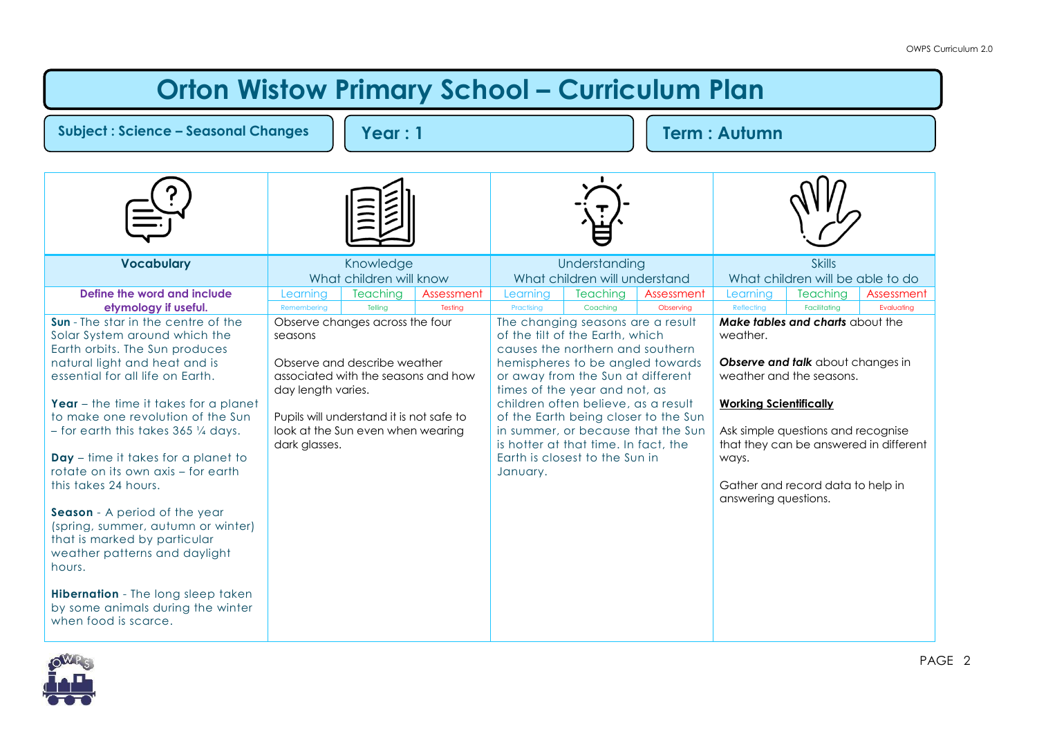# Orton Wistow Primary School – Curriculum Plan

**Subject : Science – Seasonal Changes** | **Year : 1** | **Term : Autumn**

| Vocabulary | Knowledge<br>What children will know | | | Understanding<br>What children will understand | | | Skills<br>What children will be able to do | | |
|---|---|---|---|---|---|---|---|---|---|
| **Define the word and include etymology if useful.** | Learning<br>Remembering | Teaching<br>Telling | Assessment<br>Testing | Learning<br>Practising | Teaching<br>Coaching | Assessment<br>Observing | Learning<br>Reflecting | Teaching<br>Facilitating | Assessment<br>Evaluating |
| **Sun** - The star in the centre of the Solar System around which the Earth orbits. The Sun produces natural light and heat and is essential for all life on Earth.<br><br>**Year** – the time it takes for a planet to make one revolution of the Sun – for earth this takes 365 ¼ days.<br><br>**Day** – time it takes for a planet to rotate on its own axis – for earth this takes 24 hours.<br><br>**Season** - A period of the year (spring, summer, autumn or winter) that is marked by particular weather patterns and daylight hours.<br><br>**Hibernation** - The long sleep taken by some animals during the winter when food is scarce. | Observe changes across the four seasons<br><br>Observe and describe weather associated with the seasons and how day length varies.<br><br>Pupils will understand it is not safe to look at the Sun even when wearing dark glasses. | | | The changing seasons are a result of the tilt of the Earth, which causes the northern and southern hemispheres to be angled towards or away from the Sun at different times of the year and not, as children often believe, as a result of the Earth being closer to the Sun in summer, or because that the Sun is hotter at that time. In fact, the Earth is closest to the Sun in January. | | | ***Make tables and charts*** about the weather.<br><br>***Observe and talk*** about changes in weather and the seasons.<br><br>**Working Scientifically**<br><br>Ask simple questions and recognise that they can be answered in different ways.<br><br>Gather and record data to help in answering questions. | | |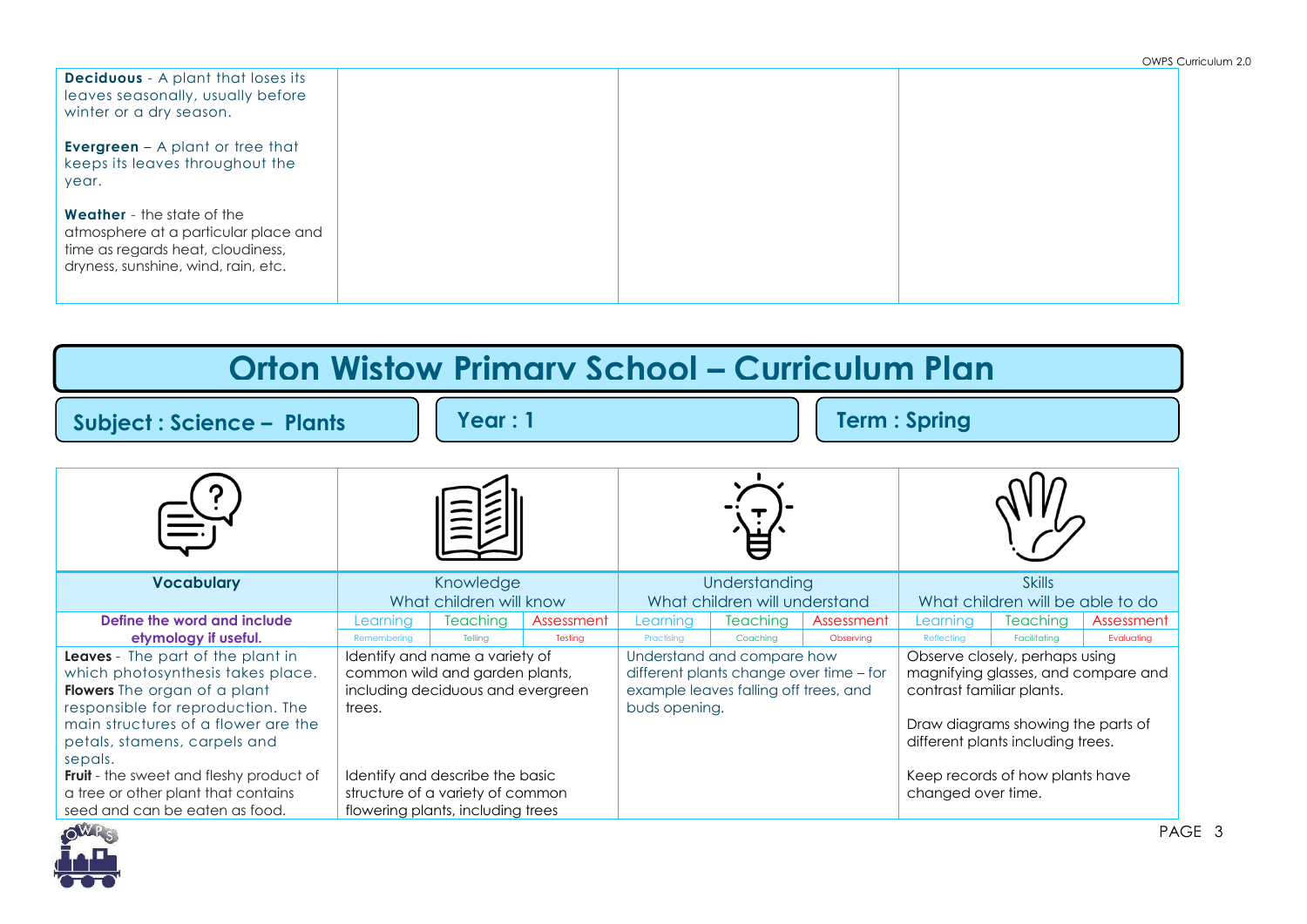| | | | |
|---|---|---|---|
| **Deciduous** - A plant that loses its leaves seasonally, usually before winter or a dry season.<br><br>**Evergreen** – A plant or tree that keeps its leaves throughout the year.<br><br>**Weather** - the state of the atmosphere at a particular place and time as regards heat, cloudiness, dryness, sunshine, wind, rain, etc. | | | |

# Orton Wistow Primary School – Curriculum Plan

**Subject : Science – Plants** | **Year : 1** | **Term : Spring**

| Vocabulary | Knowledge<br>What children will know | | | Understanding<br>What children will understand | | | Skills<br>What children will be able to do | | |
|---|---|---|---|---|---|---|---|---|---|
| **Define the word and include etymology if useful.** | Learning | Teaching | Assessment | Learning | Teaching | Assessment | Learning | Teaching | Assessment |
| | Remembering | Telling | Testing | Practising | Coaching | Observing | Reflecting | Facilitating | Evaluating |
| **Leaves** - The part of the plant in which photosynthesis takes place.<br>**Flowers** The organ of a plant responsible for reproduction. The main structures of a flower are the petals, stamens, carpels and sepals.<br>**Fruit** - the sweet and fleshy product of a tree or other plant that contains seed and can be eaten as food. | Identify and name a variety of common wild and garden plants, including deciduous and evergreen trees.<br><br>Identify and describe the basic structure of a variety of common flowering plants, including trees | | | Understand and compare how different plants change over time – for example leaves falling off trees, and buds opening. | | | Observe closely, perhaps using magnifying glasses, and compare and contrast familiar plants.<br><br>Draw diagrams showing the parts of different plants including trees.<br><br>Keep records of how plants have changed over time. | | |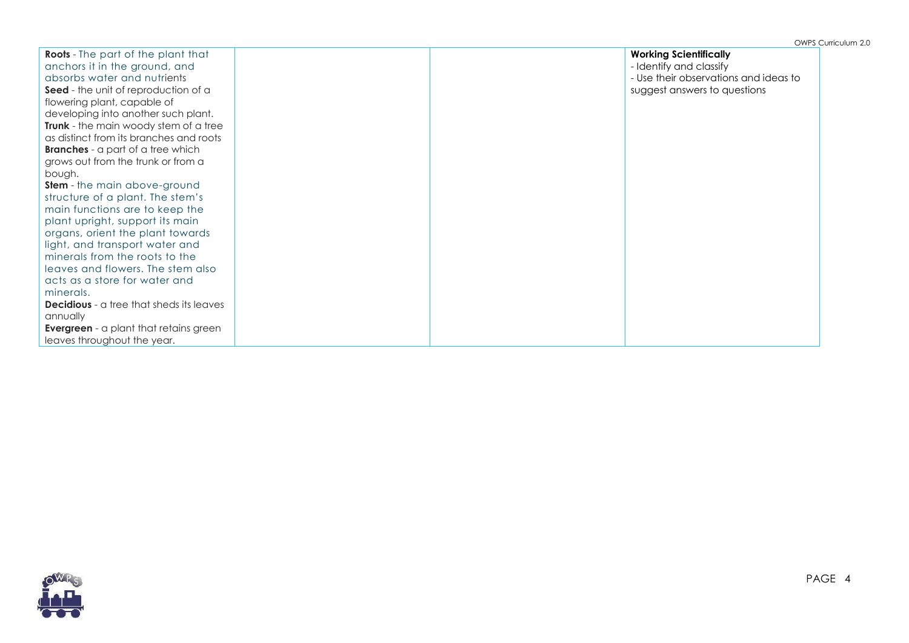| | | | |
|---|---|---|---|
| **Roots** - The part of the plant that anchors it in the ground, and absorbs water and nutrients<br>**Seed** - the unit of reproduction of a flowering plant, capable of developing into another such plant.<br>**Trunk** - the main woody stem of a tree as distinct from its branches and roots<br>**Branches** - a part of a tree which grows out from the trunk or from a bough.<br>**Stem** - the main above-ground structure of a plant. The stem's main functions are to keep the plant upright, support its main organs, orient the plant towards light, and transport water and minerals from the roots to the leaves and flowers. The stem also acts as a store for water and minerals.<br>**Decidious** - a tree that sheds its leaves annually<br>**Evergreen** - a plant that retains green leaves throughout the year. | | | **Working Scientifically**<br>- Identify and classify<br>- Use their observations and ideas to suggest answers to questions |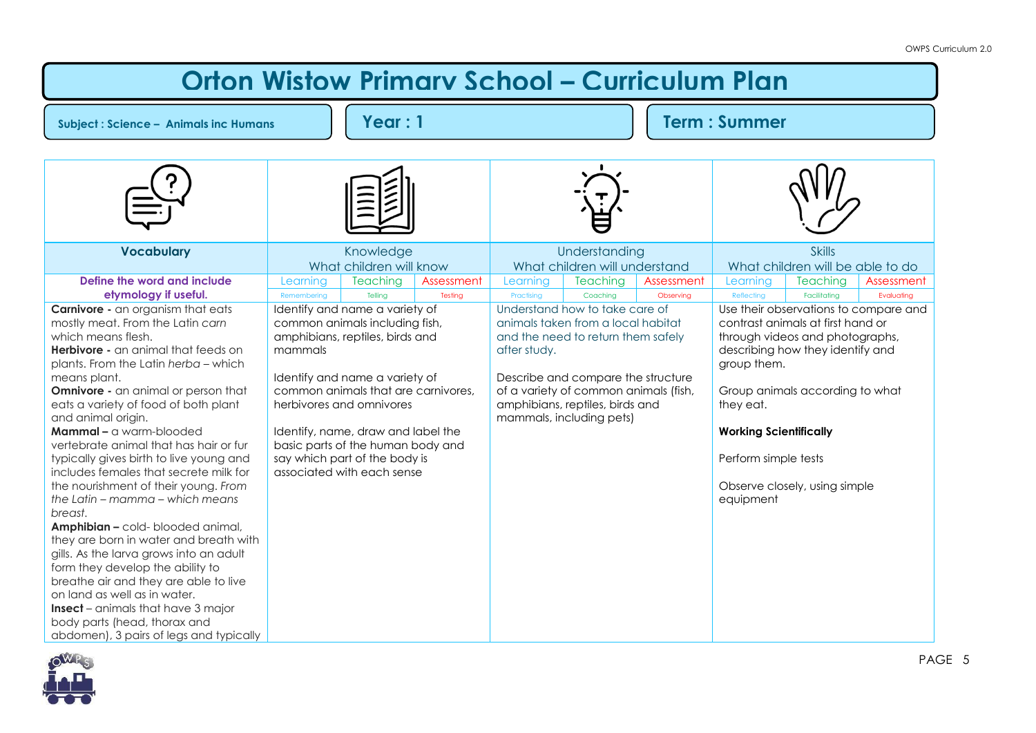# Orton Wistow Primary School – Curriculum Plan

**Subject : Science – Animals inc Humans** | **Year : 1** | **Term : Summer**

| Vocabulary | Knowledge<br>What children will know | | | Understanding<br>What children will understand | | | Skills<br>What children will be able to do | | |
|---|---|---|---|---|---|---|---|---|---|
| **Define the word and include etymology if useful.** | Learning | Teaching | Assessment | Learning | Teaching | Assessment | Learning | Teaching | Assessment |
| | Remembering | Telling | Testing | Practising | Coaching | Observing | Reflecting | Facilitating | Evaluating |
| **Carnivore -** an organism that eats mostly meat. From the Latin *carn* which means flesh.<br>**Herbivore -** an animal that feeds on plants. From the Latin *herba* – which means plant.<br>**Omnivore -** an animal or person that eats a variety of food of both plant and animal origin.<br>**Mammal –** a warm-blooded vertebrate animal that has hair or fur typically gives birth to live young and includes females that secrete milk for the nourishment of their young. *From the Latin – mamma – which means breast.*<br>**Amphibian –** cold- blooded animal, they are born in water and breath with gills. As the larva grows into an adult form they develop the ability to breathe air and they are able to live on land as well as in water.<br>**Insect** – animals that have 3 major body parts (head, thorax and abdomen), 3 pairs of legs and typically | Identify and name a variety of common animals including fish, amphibians, reptiles, birds and mammals<br><br>Identify and name a variety of common animals that are carnivores, herbivores and omnivores<br><br>Identify, name, draw and label the basic parts of the human body and say which part of the body is associated with each sense | | | Understand how to take care of animals taken from a local habitat and the need to return them safely after study.<br><br>Describe and compare the structure of a variety of common animals (fish, amphibians, reptiles, birds and mammals, including pets) | | | Use their observations to compare and contrast animals at first hand or through videos and photographs, describing how they identify and group them.<br><br>Group animals according to what they eat.<br><br>**Working Scientifically**<br><br>Perform simple tests<br><br>Observe closely, using simple equipment | | |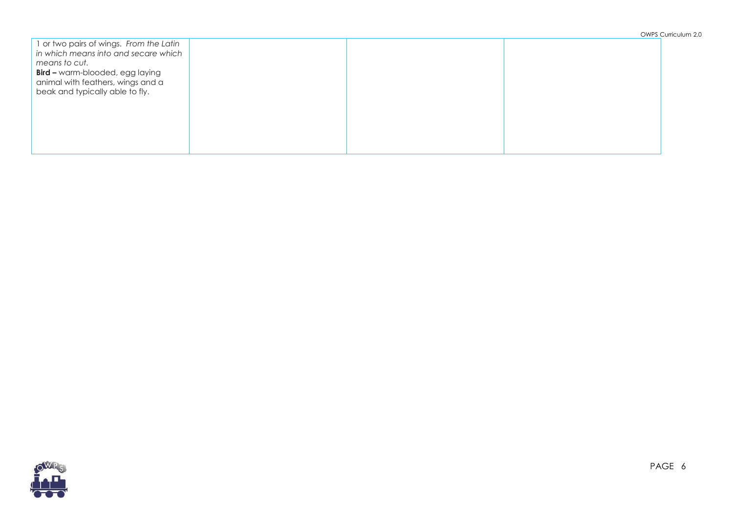| | | | |
|---|---|---|---|
| 1 or two pairs of wings. *From the Latin in which means into and secare which means to cut.*<br>**Bird –** warm-blooded, egg laying animal with feathers, wings and a beak and typically able to fly. | | | |